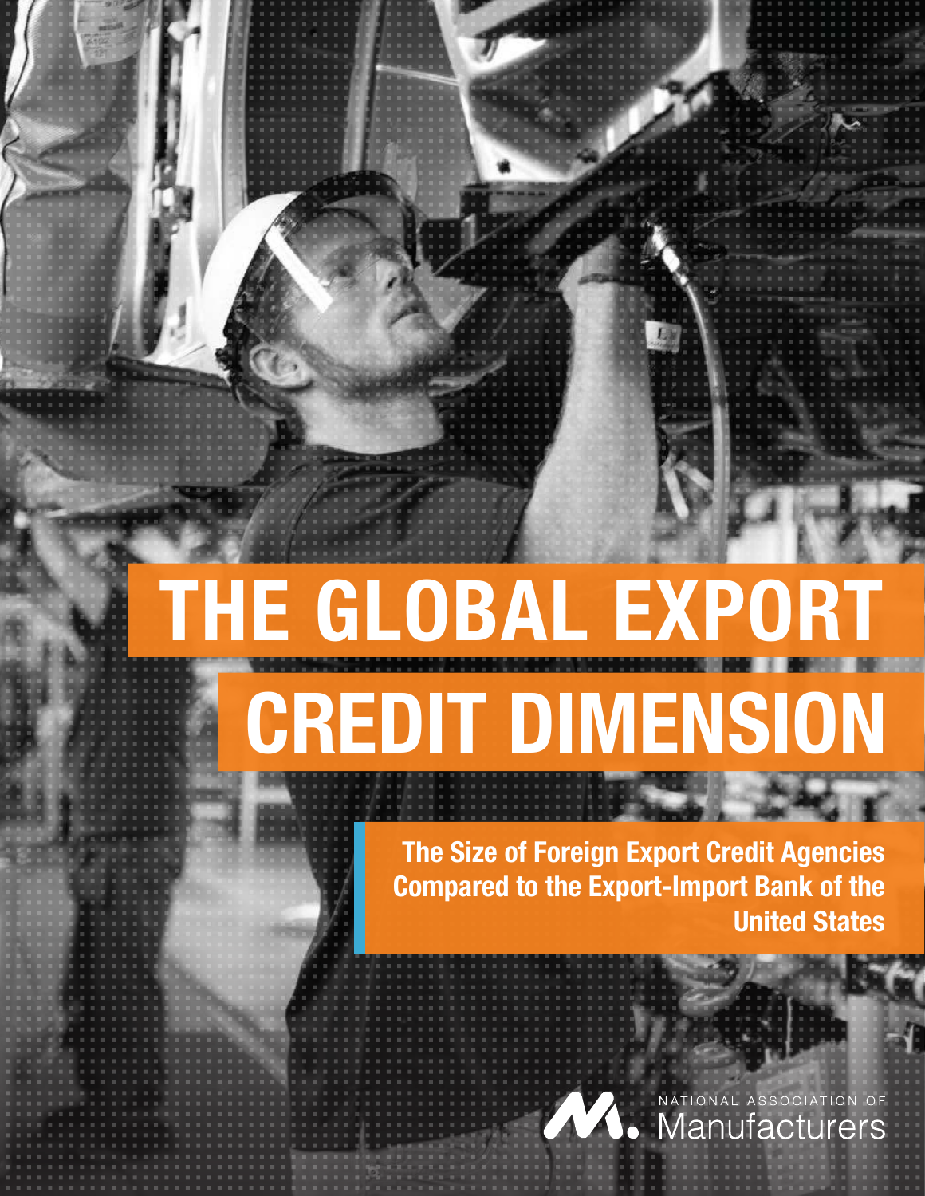# THE GLOBAL EXPORT CREDIT DIMENSION

**The Size of Foreign Export Credit Agencies Compared to the Export-Import Bank of the United States**

NATIONAL ASSOCIATION OF Manufacturers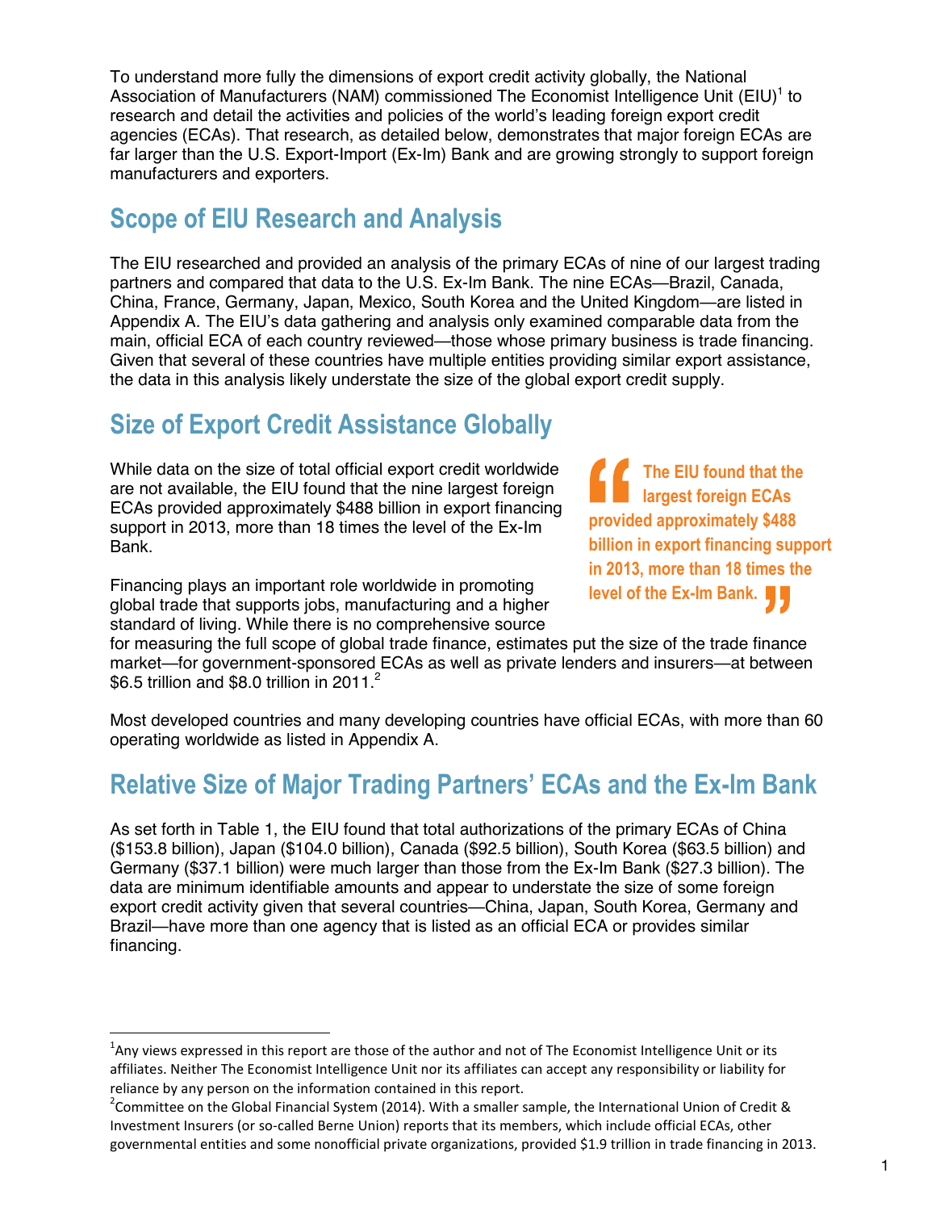To understand more fully the dimensions of export credit activity globally, the National Association of Manufacturers (NAM) commissioned The Economist Intelligence Unit (EIU)[1] to research and detail the activities and policies of the world's leading foreign export credit agencies (ECAs). That research, as detailed below, demonstrates that major foreign ECAs are far larger than the U.S. Export-Import (Ex-Im) Bank and are growing strongly to support foreign manufacturers and exporters.

## Scope of EIU Research and Analysis

The EIU researched and provided an analysis of the primary ECAs of nine of our largest trading partners and compared that data to the U.S. Ex-Im Bank. The nine ECAs—Brazil, Canada, China, France, Germany, Japan, Mexico, South Korea and the United Kingdom—are listed in Appendix A. The EIU's data gathering and analysis only examined comparable data from the main, official ECA of each country reviewed—those whose primary business is trade financing. Given that several of these countries have multiple entities providing similar export assistance, the data in this analysis likely understate the size of the global export credit supply.

## Size of Export Credit Assistance Globally

While data on the size of total official export credit worldwide are not available, the EIU found that the nine largest foreign ECAs provided approximately $488 billion in export financing support in 2013, more than 18 times the level of the Ex-Im Bank.

> **"The EIU found that the largest foreign ECAs provided approximately $488 billion in export financing support in 2013, more than 18 times the level of the Ex-Im Bank."**

Financing plays an important role worldwide in promoting global trade that supports jobs, manufacturing and a higher standard of living. While there is no comprehensive source for measuring the full scope of global trade finance, estimates put the size of the trade finance market—for government-sponsored ECAs as well as private lenders and insurers—at between $6.5 trillion and $8.0 trillion in 2011.[2]

Most developed countries and many developing countries have official ECAs, with more than 60 operating worldwide as listed in Appendix A.

## Relative Size of Major Trading Partners' ECAs and the Ex-Im Bank

As set forth in Table 1, the EIU found that total authorizations of the primary ECAs of China ($153.8 billion), Japan ($104.0 billion), Canada ($92.5 billion), South Korea ($63.5 billion) and Germany ($37.1 billion) were much larger than those from the Ex-Im Bank ($27.3 billion). The data are minimum identifiable amounts and appear to understate the size of some foreign export credit activity given that several countries—China, Japan, South Korea, Germany and Brazil—have more than one agency that is listed as an official ECA or provides similar financing.

---

[1] Any views expressed in this report are those of the author and not of The Economist Intelligence Unit or its affiliates. Neither The Economist Intelligence Unit nor its affiliates can accept any responsibility or liability for reliance by any person on the information contained in this report.

[2] Committee on the Global Financial System (2014). With a smaller sample, the International Union of Credit & Investment Insurers (or so-called Berne Union) reports that its members, which include official ECAs, other governmental entities and some nonofficial private organizations, provided $1.9 trillion in trade financing in 2013.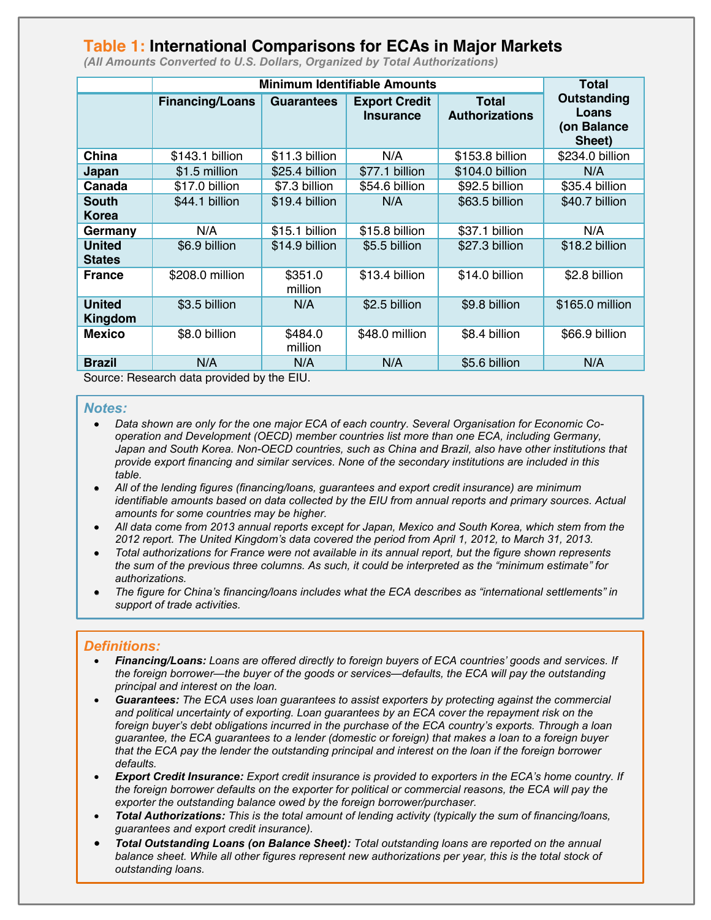## Table 1: International Comparisons for ECAs in Major Markets

*(All Amounts Converted to U.S. Dollars, Organized by Total Authorizations)*

| | Minimum Identifiable Amounts | | | | Total Outstanding Loans (on Balance Sheet) |
|---|---|---|---|---|---|
| | Financing/Loans | Guarantees | Export Credit Insurance | Total Authorizations | |
| China | $143.1 billion | $11.3 billion | N/A | $153.8 billion | $234.0 billion |
| Japan | $1.5 million | $25.4 billion | $77.1 billion | $104.0 billion | N/A |
| Canada | $17.0 billion | $7.3 billion | $54.6 billion | $92.5 billion | $35.4 billion |
| South Korea | $44.1 billion | $19.4 billion | N/A | $63.5 billion | $40.7 billion |
| Germany | N/A | $15.1 billion | $15.8 billion | $37.1 billion | N/A |
| United States | $6.9 billion | $14.9 billion | $5.5 billion | $27.3 billion | $18.2 billion |
| France | $208.0 million | $351.0 million | $13.4 billion | $14.0 billion | $2.8 billion |
| United Kingdom | $3.5 billion | N/A | $2.5 billion | $9.8 billion | $165.0 million |
| Mexico | $8.0 billion | $484.0 million | $48.0 million | $8.4 billion | $66.9 billion |
| Brazil | N/A | N/A | N/A | $5.6 billion | N/A |

Source: Research data provided by the EIU.

### Notes:

- *Data shown are only for the one major ECA of each country. Several Organisation for Economic Co-operation and Development (OECD) member countries list more than one ECA, including Germany, Japan and South Korea. Non-OECD countries, such as China and Brazil, also have other institutions that provide export financing and similar services. None of the secondary institutions are included in this table.*
- *All of the lending figures (financing/loans, guarantees and export credit insurance) are minimum identifiable amounts based on data collected by the EIU from annual reports and primary sources. Actual amounts for some countries may be higher.*
- *All data come from 2013 annual reports except for Japan, Mexico and South Korea, which stem from the 2012 report. The United Kingdom's data covered the period from April 1, 2012, to March 31, 2013.*
- *Total authorizations for France were not available in its annual report, but the figure shown represents the sum of the previous three columns. As such, it could be interpreted as the "minimum estimate" for authorizations.*
- *The figure for China's financing/loans includes what the ECA describes as "international settlements" in support of trade activities.*

### Definitions:

- ***Financing/Loans:*** *Loans are offered directly to foreign buyers of ECA countries' goods and services. If the foreign borrower—the buyer of the goods or services—defaults, the ECA will pay the outstanding principal and interest on the loan.*
- ***Guarantees:*** *The ECA uses loan guarantees to assist exporters by protecting against the commercial and political uncertainty of exporting. Loan guarantees by an ECA cover the repayment risk on the foreign buyer's debt obligations incurred in the purchase of the ECA country's exports. Through a loan guarantee, the ECA guarantees to a lender (domestic or foreign) that makes a loan to a foreign buyer that the ECA pay the lender the outstanding principal and interest on the loan if the foreign borrower defaults.*
- ***Export Credit Insurance:*** *Export credit insurance is provided to exporters in the ECA's home country. If the foreign borrower defaults on the exporter for political or commercial reasons, the ECA will pay the exporter the outstanding balance owed by the foreign borrower/purchaser.*
- ***Total Authorizations:*** *This is the total amount of lending activity (typically the sum of financing/loans, guarantees and export credit insurance).*
- ***Total Outstanding Loans (on Balance Sheet):*** *Total outstanding loans are reported on the annual balance sheet. While all other figures represent new authorizations per year, this is the total stock of outstanding loans.*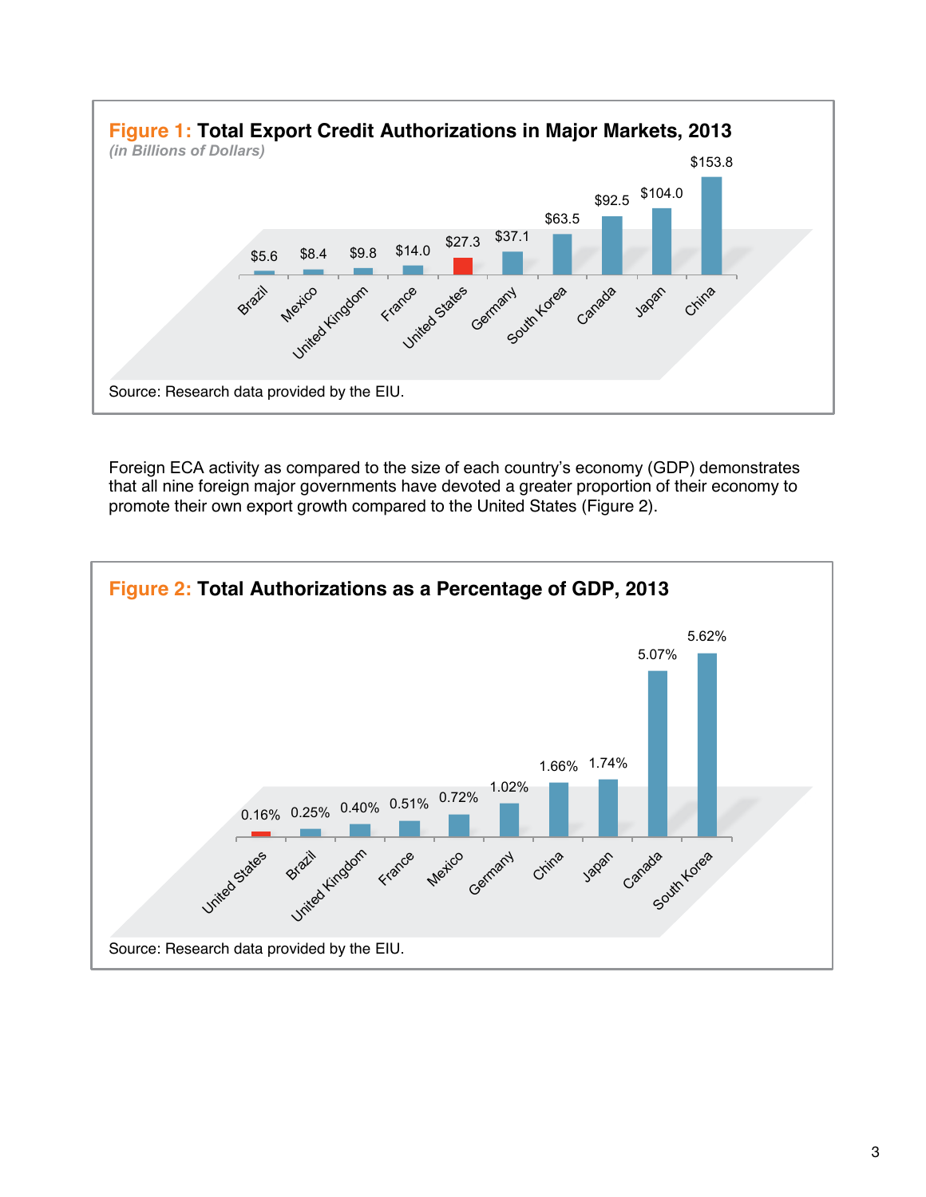**Figure 1: Total Export Credit Authorizations in Major Markets, 2013**
*(in Billions of Dollars)*

| Country | Authorizations |
| --- | --- |
| Brazil | $5.6 |
| Mexico | $8.4 |
| United Kingdom | $9.8 |
| France | $14.0 |
| United States | $27.3 |
| Germany | $37.1 |
| South Korea | $63.5 |
| Canada | $92.5 |
| Japan | $104.0 |
| China | $153.8 |

Source: Research data provided by the EIU.

Foreign ECA activity as compared to the size of each country's economy (GDP) demonstrates that all nine foreign major governments have devoted a greater proportion of their economy to promote their own export growth compared to the United States (Figure 2).

**Figure 2: Total Authorizations as a Percentage of GDP, 2013**

| Country | % of GDP |
| --- | --- |
| United States | 0.16% |
| Brazil | 0.25% |
| United Kingdom | 0.40% |
| France | 0.51% |
| Mexico | 0.72% |
| Germany | 1.02% |
| China | 1.66% |
| Japan | 1.74% |
| Canada | 5.07% |
| South Korea | 5.62% |

Source: Research data provided by the EIU.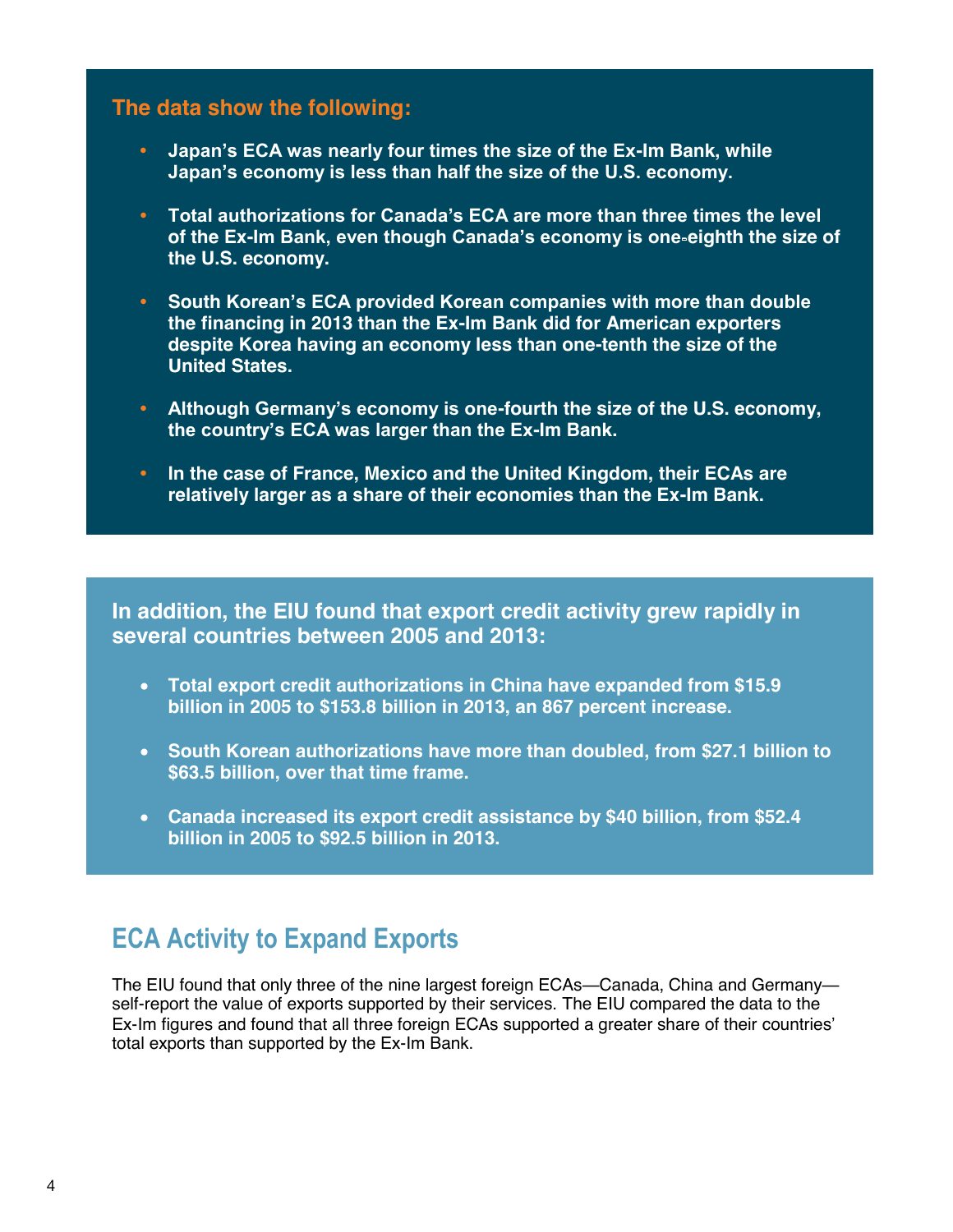**The data show the following:**

- **Japan's ECA was nearly four times the size of the Ex-Im Bank, while Japan's economy is less than half the size of the U.S. economy.**

- **Total authorizations for Canada's ECA are more than three times the level of the Ex-Im Bank, even though Canada's economy is one-eighth the size of the U.S. economy.**

- **South Korean's ECA provided Korean companies with more than double the financing in 2013 than the Ex-Im Bank did for American exporters despite Korea having an economy less than one-tenth the size of the United States.**

- **Although Germany's economy is one-fourth the size of the U.S. economy, the country's ECA was larger than the Ex-Im Bank.**

- **In the case of France, Mexico and the United Kingdom, their ECAs are relatively larger as a share of their economies than the Ex-Im Bank.**

**In addition, the EIU found that export credit activity grew rapidly in several countries between 2005 and 2013:**

- **Total export credit authorizations in China have expanded from $15.9 billion in 2005 to $153.8 billion in 2013, an 867 percent increase.**

- **South Korean authorizations have more than doubled, from $27.1 billion to $63.5 billion, over that time frame.**

- **Canada increased its export credit assistance by $40 billion, from $52.4 billion in 2005 to $92.5 billion in 2013.**

## ECA Activity to Expand Exports

The EIU found that only three of the nine largest foreign ECAs—Canada, China and Germany—self-report the value of exports supported by their services. The EIU compared the data to the Ex-Im figures and found that all three foreign ECAs supported a greater share of their countries' total exports than supported by the Ex-Im Bank.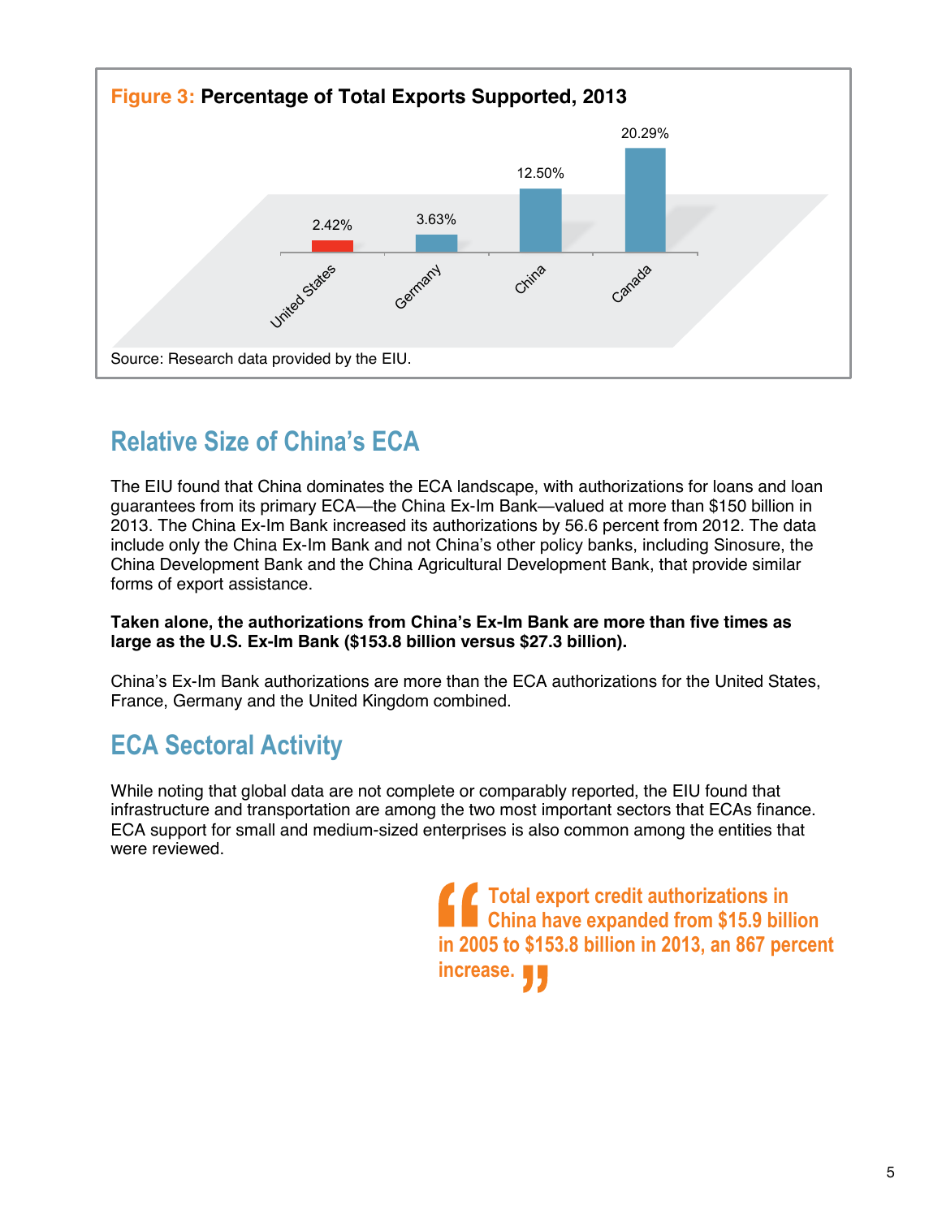**Figure 3: Percentage of Total Exports Supported, 2013**

| Country | Percentage |
| --- | --- |
| United States | 2.42% |
| Germany | 3.63% |
| China | 12.50% |
| Canada | 20.29% |

Source: Research data provided by the EIU.

## Relative Size of China's ECA

The EIU found that China dominates the ECA landscape, with authorizations for loans and loan guarantees from its primary ECA—the China Ex-Im Bank—valued at more than $150 billion in 2013. The China Ex-Im Bank increased its authorizations by 56.6 percent from 2012. The data include only the China Ex-Im Bank and not China's other policy banks, including Sinosure, the China Development Bank and the China Agricultural Development Bank, that provide similar forms of export assistance.

**Taken alone, the authorizations from China's Ex-Im Bank are more than five times as large as the U.S. Ex-Im Bank ($153.8 billion versus $27.3 billion).**

China's Ex-Im Bank authorizations are more than the ECA authorizations for the United States, France, Germany and the United Kingdom combined.

## ECA Sectoral Activity

While noting that global data are not complete or comparably reported, the EIU found that infrastructure and transportation are among the two most important sectors that ECAs finance. ECA support for small and medium-sized enterprises is also common among the entities that were reviewed.

> **"Total export credit authorizations in China have expanded from $15.9 billion in 2005 to $153.8 billion in 2013, an 867 percent increase."**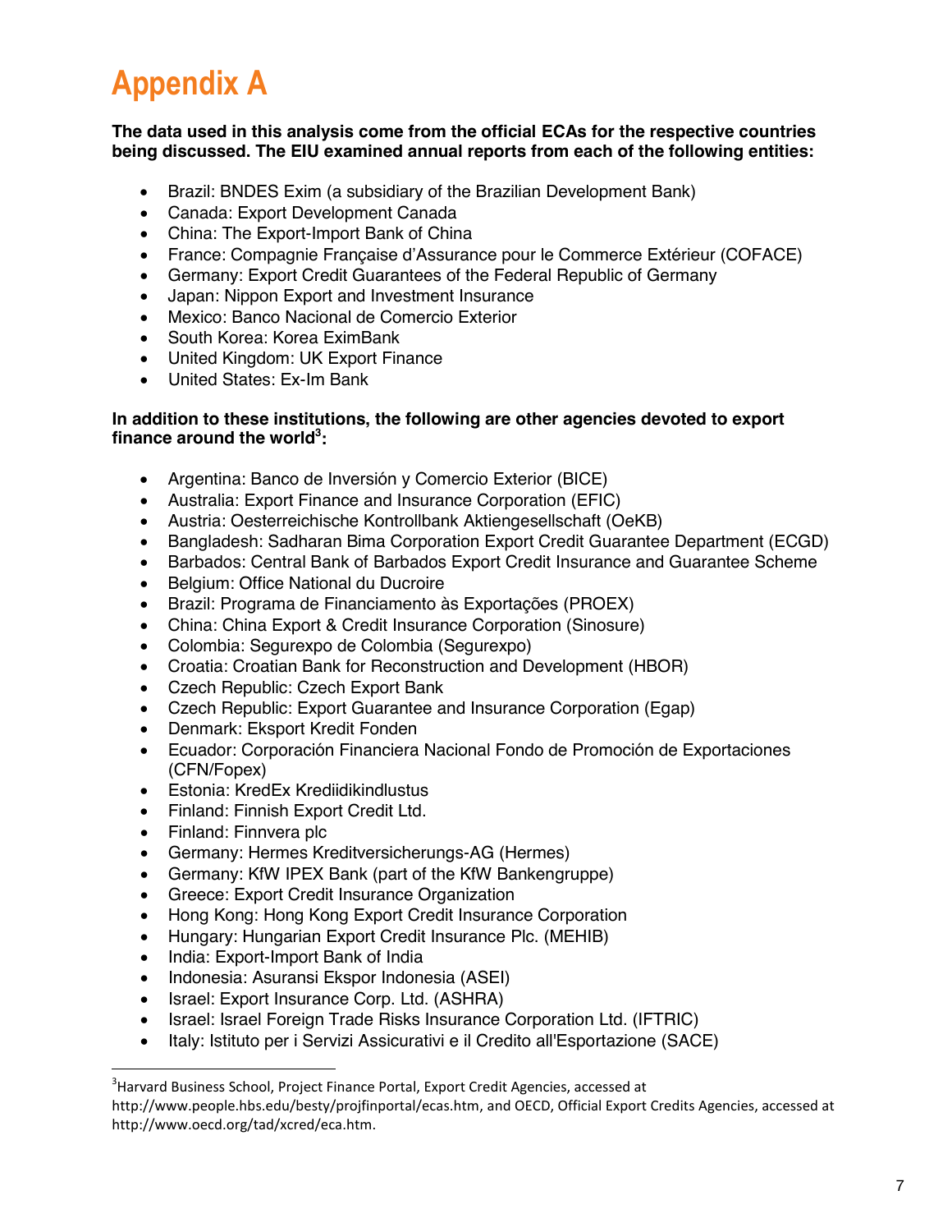# Appendix A

**The data used in this analysis come from the official ECAs for the respective countries being discussed. The EIU examined annual reports from each of the following entities:**

- Brazil: BNDES Exim (a subsidiary of the Brazilian Development Bank)
- Canada: Export Development Canada
- China: The Export-Import Bank of China
- France: Compagnie Française d'Assurance pour le Commerce Extérieur (COFACE)
- Germany: Export Credit Guarantees of the Federal Republic of Germany
- Japan: Nippon Export and Investment Insurance
- Mexico: Banco Nacional de Comercio Exterior
- South Korea: Korea EximBank
- United Kingdom: UK Export Finance
- United States: Ex-Im Bank

**In addition to these institutions, the following are other agencies devoted to export finance around the world[3]:**

- Argentina: Banco de Inversión y Comercio Exterior (BICE)
- Australia: Export Finance and Insurance Corporation (EFIC)
- Austria: Oesterreichische Kontrollbank Aktiengesellschaft (OeKB)
- Bangladesh: Sadharan Bima Corporation Export Credit Guarantee Department (ECGD)
- Barbados: Central Bank of Barbados Export Credit Insurance and Guarantee Scheme
- Belgium: Office National du Ducroire
- Brazil: Programa de Financiamento às Exportações (PROEX)
- China: China Export & Credit Insurance Corporation (Sinosure)
- Colombia: Segurexpo de Colombia (Segurexpo)
- Croatia: Croatian Bank for Reconstruction and Development (HBOR)
- Czech Republic: Czech Export Bank
- Czech Republic: Export Guarantee and Insurance Corporation (Egap)
- Denmark: Eksport Kredit Fonden
- Ecuador: Corporación Financiera Nacional Fondo de Promoción de Exportaciones (CFN/Fopex)
- Estonia: KredEx Krediidikindlustus
- Finland: Finnish Export Credit Ltd.
- Finland: Finnvera plc
- Germany: Hermes Kreditversicherungs-AG (Hermes)
- Germany: KfW IPEX Bank (part of the KfW Bankengruppe)
- Greece: Export Credit Insurance Organization
- Hong Kong: Hong Kong Export Credit Insurance Corporation
- Hungary: Hungarian Export Credit Insurance Plc. (MEHIB)
- India: Export-Import Bank of India
- Indonesia: Asuransi Ekspor Indonesia (ASEI)
- Israel: Export Insurance Corp. Ltd. (ASHRA)
- Israel: Israel Foreign Trade Risks Insurance Corporation Ltd. (IFTRIC)
- Italy: Istituto per i Servizi Assicurativi e il Credito all'Esportazione (SACE)

[3]Harvard Business School, Project Finance Portal, Export Credit Agencies, accessed at http://www.people.hbs.edu/besty/projfinportal/ecas.htm, and OECD, Official Export Credits Agencies, accessed at http://www.oecd.org/tad/xcred/eca.htm.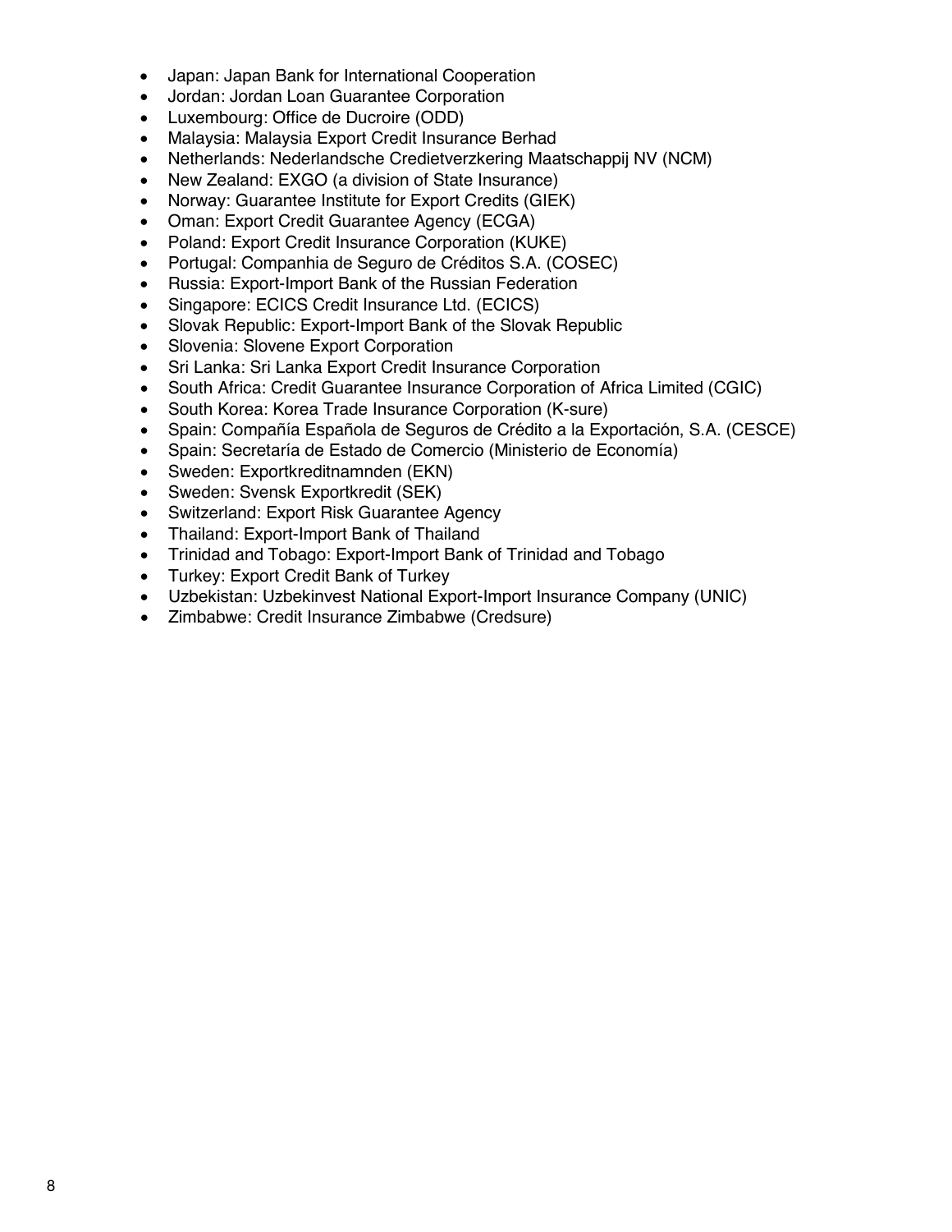- Japan: Japan Bank for International Cooperation
- Jordan: Jordan Loan Guarantee Corporation
- Luxembourg: Office de Ducroire (ODD)
- Malaysia: Malaysia Export Credit Insurance Berhad
- Netherlands: Nederlandsche Credietverzkering Maatschappij NV (NCM)
- New Zealand: EXGO (a division of State Insurance)
- Norway: Guarantee Institute for Export Credits (GIEK)
- Oman: Export Credit Guarantee Agency (ECGA)
- Poland: Export Credit Insurance Corporation (KUKE)
- Portugal: Companhia de Seguro de Créditos S.A. (COSEC)
- Russia: Export-Import Bank of the Russian Federation
- Singapore: ECICS Credit Insurance Ltd. (ECICS)
- Slovak Republic: Export-Import Bank of the Slovak Republic
- Slovenia: Slovene Export Corporation
- Sri Lanka: Sri Lanka Export Credit Insurance Corporation
- South Africa: Credit Guarantee Insurance Corporation of Africa Limited (CGIC)
- South Korea: Korea Trade Insurance Corporation (K-sure)
- Spain: Compañía Española de Seguros de Crédito a la Exportación, S.A. (CESCE)
- Spain: Secretaría de Estado de Comercio (Ministerio de Economía)
- Sweden: Exportkreditnamnden (EKN)
- Sweden: Svensk Exportkredit (SEK)
- Switzerland: Export Risk Guarantee Agency
- Thailand: Export-Import Bank of Thailand
- Trinidad and Tobago: Export-Import Bank of Trinidad and Tobago
- Turkey: Export Credit Bank of Turkey
- Uzbekistan: Uzbekinvest National Export-Import Insurance Company (UNIC)
- Zimbabwe: Credit Insurance Zimbabwe (Credsure)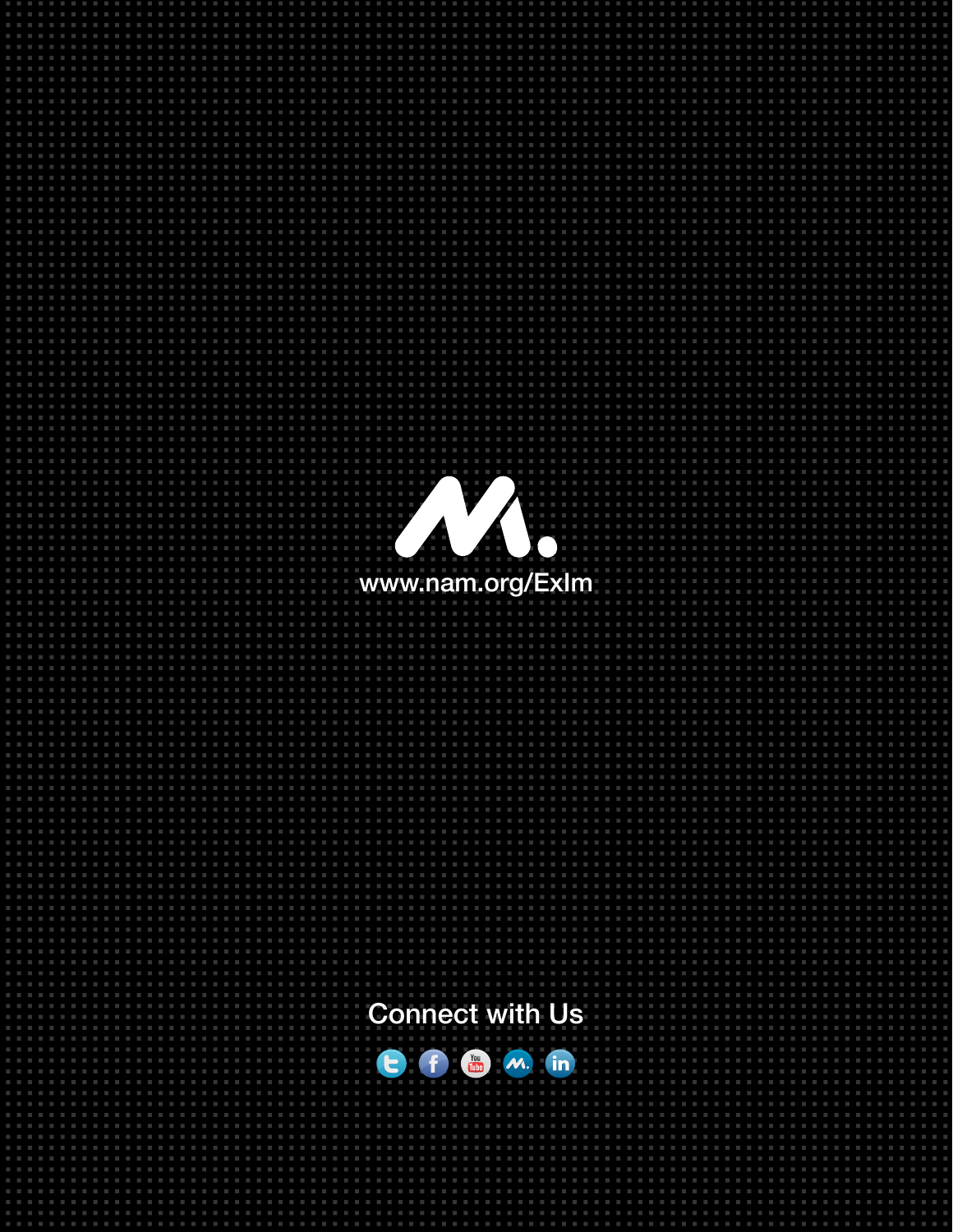www.nam.org/ExIm

Connect with Us